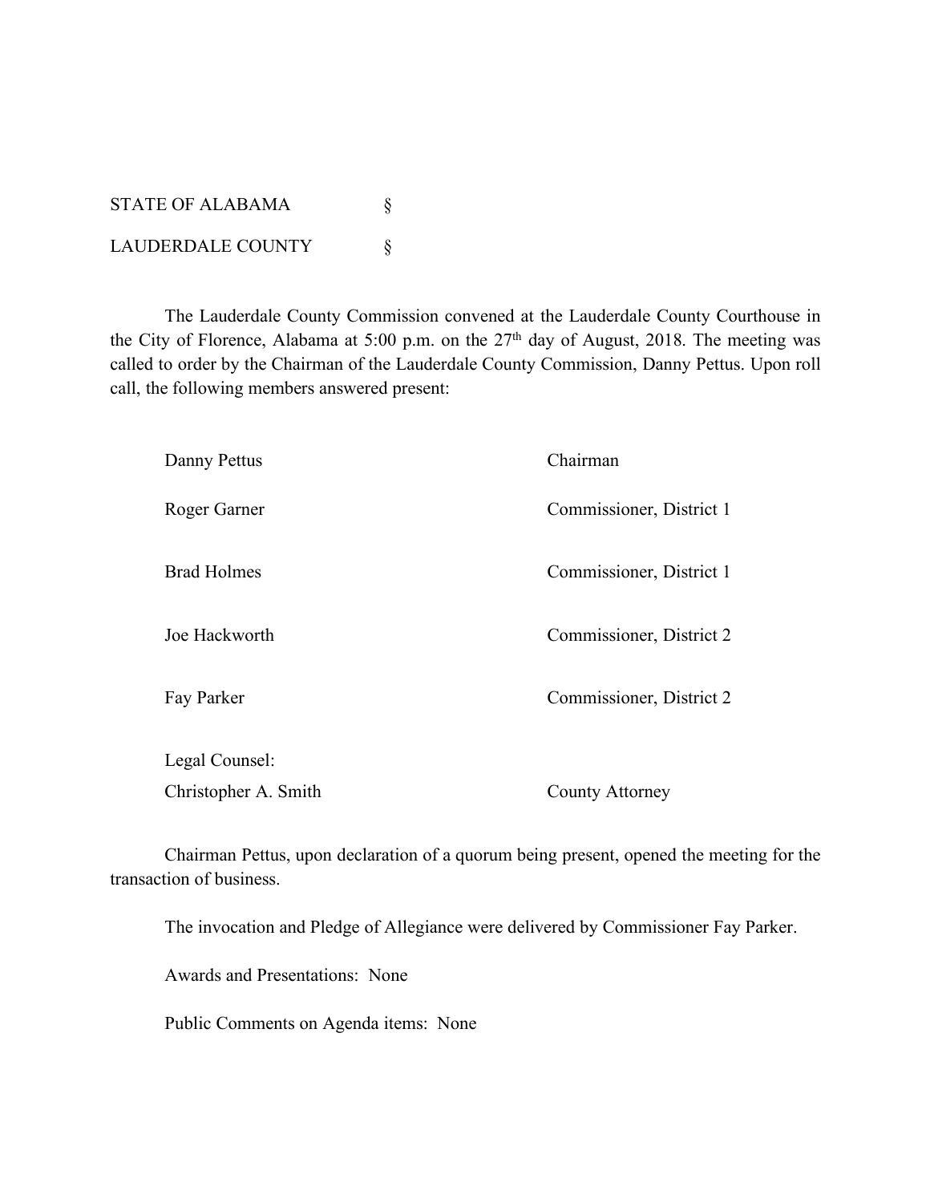STATE OF ALABAMA §

LAUDERDALE COUNTY §

The Lauderdale County Commission convened at the Lauderdale County Courthouse in the City of Florence, Alabama at 5:00 p.m. on the 27th day of August, 2018. The meeting was called to order by the Chairman of the Lauderdale County Commission, Danny Pettus. Upon roll call, the following members answered present:

| | |
|---|---|
| Danny Pettus | Chairman |
| Roger Garner | Commissioner, District 1 |
| Brad Holmes | Commissioner, District 1 |
| Joe Hackworth | Commissioner, District 2 |
| Fay Parker | Commissioner, District 2 |
| Legal Counsel: | |
| Christopher A. Smith | County Attorney |

Chairman Pettus, upon declaration of a quorum being present, opened the meeting for the transaction of business.

The invocation and Pledge of Allegiance were delivered by Commissioner Fay Parker.

Awards and Presentations: None

Public Comments on Agenda items: None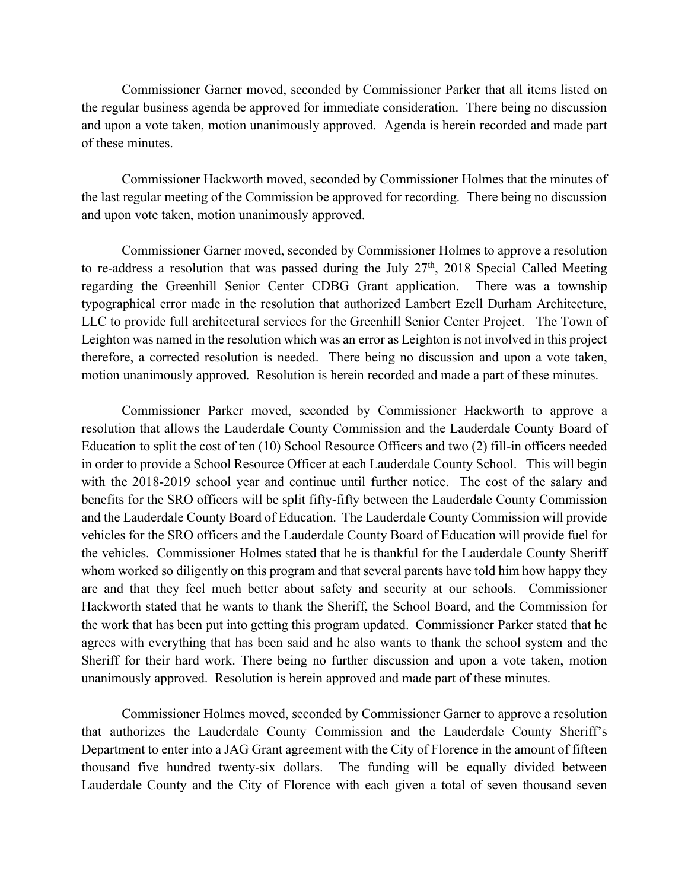Commissioner Garner moved, seconded by Commissioner Parker that all items listed on the regular business agenda be approved for immediate consideration. There being no discussion and upon a vote taken, motion unanimously approved. Agenda is herein recorded and made part of these minutes.

Commissioner Hackworth moved, seconded by Commissioner Holmes that the minutes of the last regular meeting of the Commission be approved for recording. There being no discussion and upon vote taken, motion unanimously approved.

Commissioner Garner moved, seconded by Commissioner Holmes to approve a resolution to re-address a resolution that was passed during the July 27th, 2018 Special Called Meeting regarding the Greenhill Senior Center CDBG Grant application. There was a township typographical error made in the resolution that authorized Lambert Ezell Durham Architecture, LLC to provide full architectural services for the Greenhill Senior Center Project. The Town of Leighton was named in the resolution which was an error as Leighton is not involved in this project therefore, a corrected resolution is needed. There being no discussion and upon a vote taken, motion unanimously approved. Resolution is herein recorded and made a part of these minutes.

Commissioner Parker moved, seconded by Commissioner Hackworth to approve a resolution that allows the Lauderdale County Commission and the Lauderdale County Board of Education to split the cost of ten (10) School Resource Officers and two (2) fill-in officers needed in order to provide a School Resource Officer at each Lauderdale County School. This will begin with the 2018-2019 school year and continue until further notice. The cost of the salary and benefits for the SRO officers will be split fifty-fifty between the Lauderdale County Commission and the Lauderdale County Board of Education. The Lauderdale County Commission will provide vehicles for the SRO officers and the Lauderdale County Board of Education will provide fuel for the vehicles. Commissioner Holmes stated that he is thankful for the Lauderdale County Sheriff whom worked so diligently on this program and that several parents have told him how happy they are and that they feel much better about safety and security at our schools. Commissioner Hackworth stated that he wants to thank the Sheriff, the School Board, and the Commission for the work that has been put into getting this program updated. Commissioner Parker stated that he agrees with everything that has been said and he also wants to thank the school system and the Sheriff for their hard work. There being no further discussion and upon a vote taken, motion unanimously approved. Resolution is herein approved and made part of these minutes.

Commissioner Holmes moved, seconded by Commissioner Garner to approve a resolution that authorizes the Lauderdale County Commission and the Lauderdale County Sheriff's Department to enter into a JAG Grant agreement with the City of Florence in the amount of fifteen thousand five hundred twenty-six dollars. The funding will be equally divided between Lauderdale County and the City of Florence with each given a total of seven thousand seven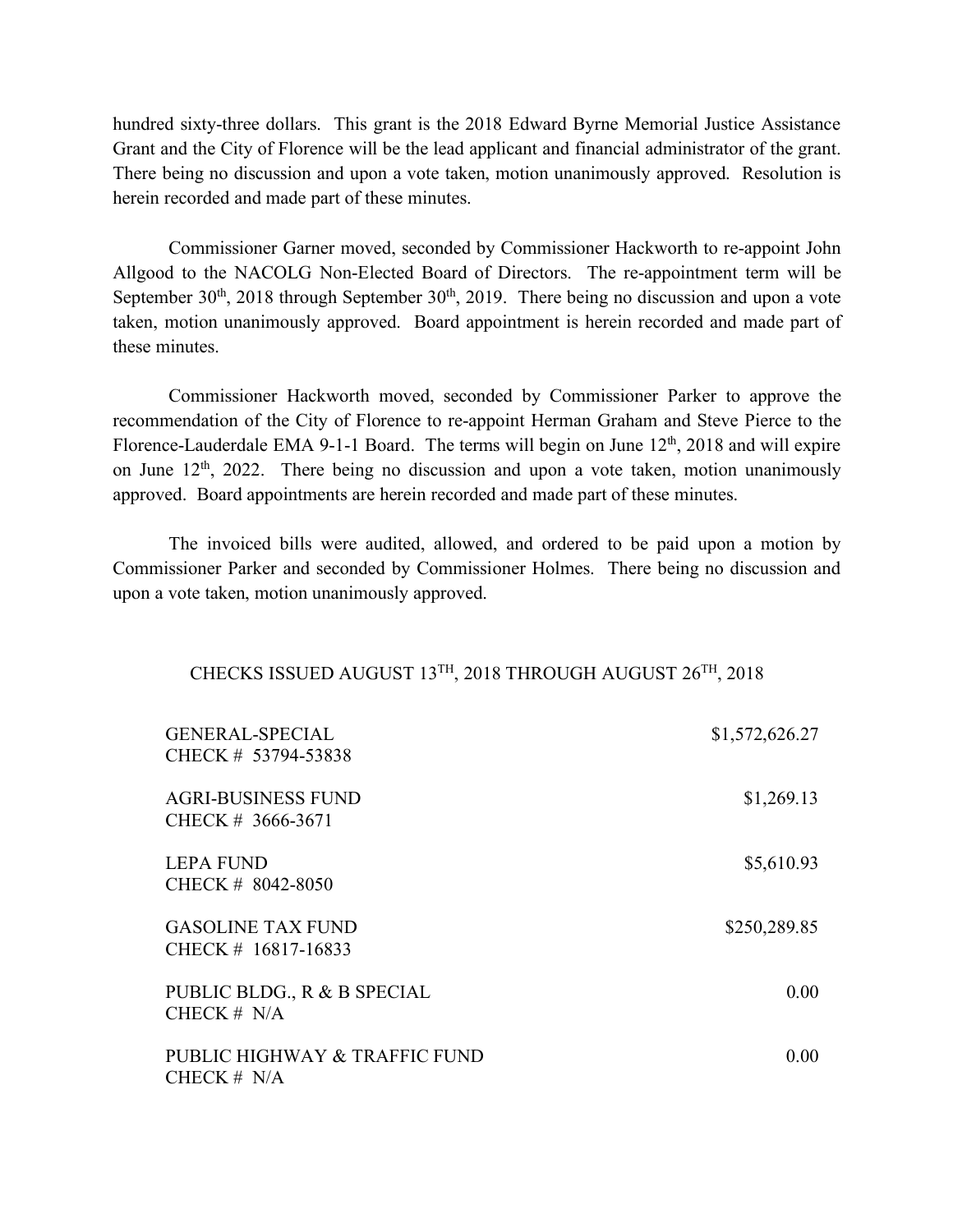hundred sixty-three dollars. This grant is the 2018 Edward Byrne Memorial Justice Assistance Grant and the City of Florence will be the lead applicant and financial administrator of the grant. There being no discussion and upon a vote taken, motion unanimously approved. Resolution is herein recorded and made part of these minutes.

Commissioner Garner moved, seconded by Commissioner Hackworth to re-appoint John Allgood to the NACOLG Non-Elected Board of Directors. The re-appointment term will be September 30th, 2018 through September 30th, 2019. There being no discussion and upon a vote taken, motion unanimously approved. Board appointment is herein recorded and made part of these minutes.

Commissioner Hackworth moved, seconded by Commissioner Parker to approve the recommendation of the City of Florence to re-appoint Herman Graham and Steve Pierce to the Florence-Lauderdale EMA 9-1-1 Board. The terms will begin on June 12th, 2018 and will expire on June 12th, 2022. There being no discussion and upon a vote taken, motion unanimously approved. Board appointments are herein recorded and made part of these minutes.

The invoiced bills were audited, allowed, and ordered to be paid upon a motion by Commissioner Parker and seconded by Commissioner Holmes. There being no discussion and upon a vote taken, motion unanimously approved.

CHECKS ISSUED AUGUST 13TH, 2018 THROUGH AUGUST 26TH, 2018

| | |
|---|---|
| GENERAL-SPECIAL<br>CHECK # 53794-53838 | $1,572,626.27 |
| AGRI-BUSINESS FUND<br>CHECK # 3666-3671 | $1,269.13 |
| LEPA FUND<br>CHECK # 8042-8050 | $5,610.93 |
| GASOLINE TAX FUND<br>CHECK # 16817-16833 | $250,289.85 |
| PUBLIC BLDG., R & B SPECIAL<br>CHECK # N/A | 0.00 |
| PUBLIC HIGHWAY & TRAFFIC FUND<br>CHECK # N/A | 0.00 |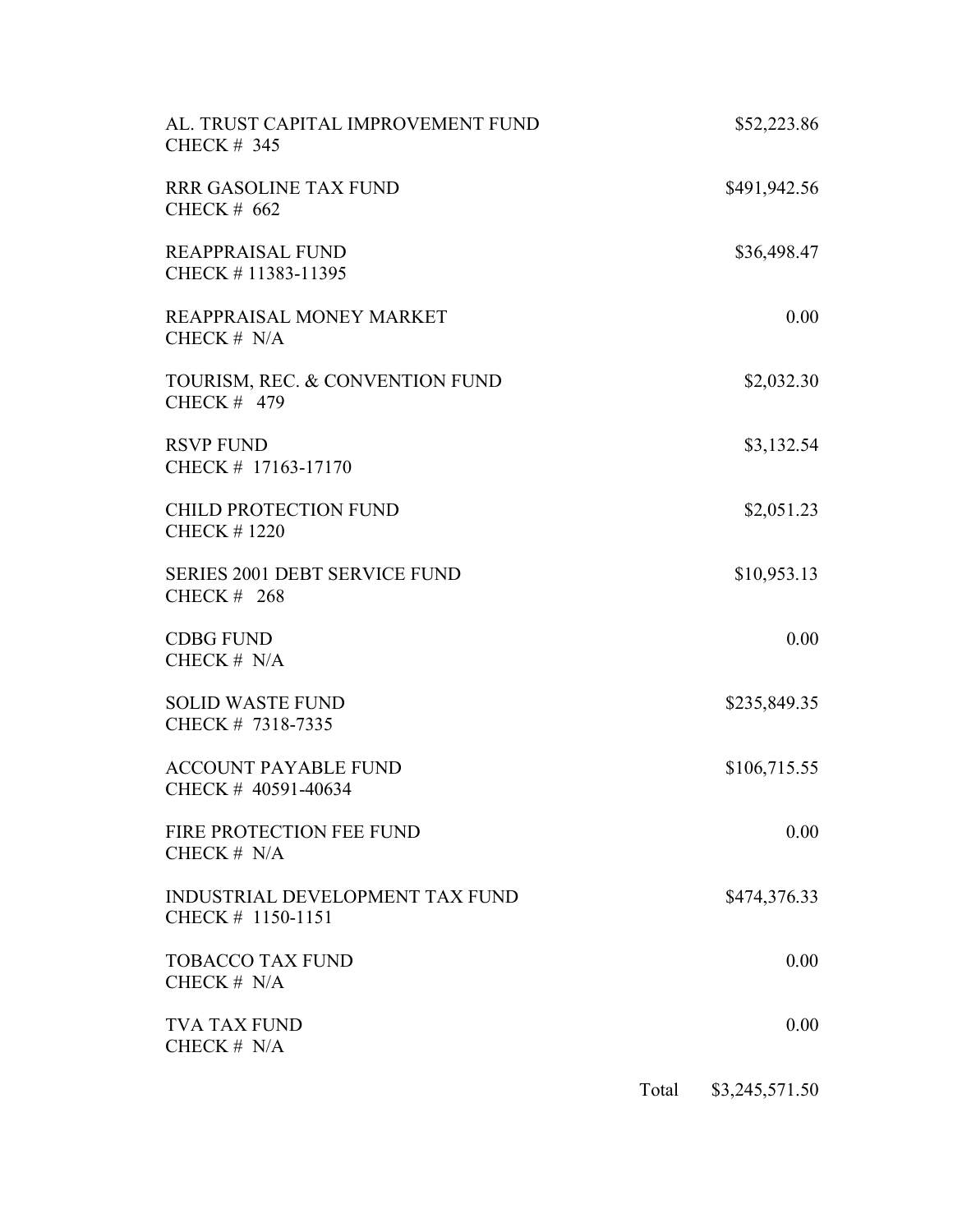| Fund | Amount |
|---|---|
| AL. TRUST CAPITAL IMPROVEMENT FUND<br>CHECK # 345 | $52,223.86 |
| RRR GASOLINE TAX FUND<br>CHECK # 662 | $491,942.56 |
| REAPPRAISAL FUND<br>CHECK # 11383-11395 | $36,498.47 |
| REAPPRAISAL MONEY MARKET<br>CHECK # N/A | 0.00 |
| TOURISM, REC. & CONVENTION FUND<br>CHECK # 479 | $2,032.30 |
| RSVP FUND<br>CHECK # 17163-17170 | $3,132.54 |
| CHILD PROTECTION FUND<br>CHECK # 1220 | $2,051.23 |
| SERIES 2001 DEBT SERVICE FUND<br>CHECK # 268 | $10,953.13 |
| CDBG FUND<br>CHECK # N/A | 0.00 |
| SOLID WASTE FUND<br>CHECK # 7318-7335 | $235,849.35 |
| ACCOUNT PAYABLE FUND<br>CHECK # 40591-40634 | $106,715.55 |
| FIRE PROTECTION FEE FUND<br>CHECK # N/A | 0.00 |
| INDUSTRIAL DEVELOPMENT TAX FUND<br>CHECK # 1150-1151 | $474,376.33 |
| TOBACCO TAX FUND<br>CHECK # N/A | 0.00 |
| TVA TAX FUND<br>CHECK # N/A | 0.00 |
| Total | $3,245,571.50 |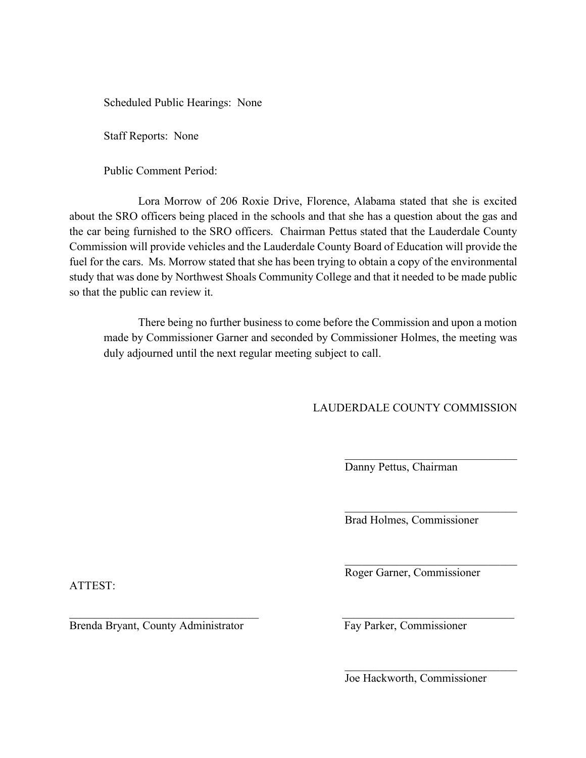Scheduled Public Hearings: None

Staff Reports: None

Public Comment Period:

Lora Morrow of 206 Roxie Drive, Florence, Alabama stated that she is excited about the SRO officers being placed in the schools and that she has a question about the gas and the car being furnished to the SRO officers. Chairman Pettus stated that the Lauderdale County Commission will provide vehicles and the Lauderdale County Board of Education will provide the fuel for the cars. Ms. Morrow stated that she has been trying to obtain a copy of the environmental study that was done by Northwest Shoals Community College and that it needed to be made public so that the public can review it.

There being no further business to come before the Commission and upon a motion made by Commissioner Garner and seconded by Commissioner Holmes, the meeting was duly adjourned until the next regular meeting subject to call.

LAUDERDALE COUNTY COMMISSION

\_\_\_\_\_\_\_\_\_\_\_\_\_\_\_\_\_\_\_\_\_\_\_\_\_\_\_\_\_\_
Danny Pettus, Chairman

\_\_\_\_\_\_\_\_\_\_\_\_\_\_\_\_\_\_\_\_\_\_\_\_\_\_\_\_\_\_
Brad Holmes, Commissioner

\_\_\_\_\_\_\_\_\_\_\_\_\_\_\_\_\_\_\_\_\_\_\_\_\_\_\_\_\_\_
Roger Garner, Commissioner

ATTEST:

\_\_\_\_\_\_\_\_\_\_\_\_\_\_\_\_\_\_\_\_\_\_\_\_\_\_\_\_\_\_
Brenda Bryant, County Administrator

\_\_\_\_\_\_\_\_\_\_\_\_\_\_\_\_\_\_\_\_\_\_\_\_\_\_\_\_\_\_
Fay Parker, Commissioner

\_\_\_\_\_\_\_\_\_\_\_\_\_\_\_\_\_\_\_\_\_\_\_\_\_\_\_\_\_\_
Joe Hackworth, Commissioner